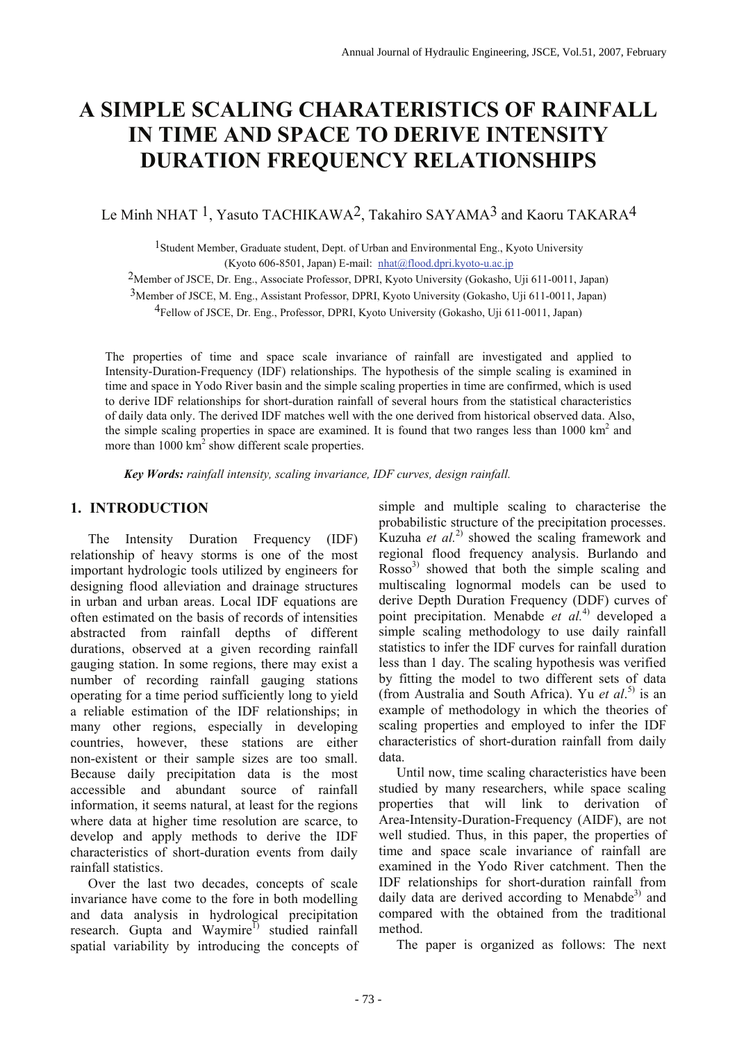# A SIMPLE SCALING CHARATERISTICS OF RAINFALL IN TIME AND SPACE TO DERIVE INTENSITY DURATION FREQUENCY RELATIONSHIPS

Le Minh NHAT [1], Yasuto TACHIKAWA[2], Takahiro SAYAMA[3] and Kaoru TAKARA[4]

[1]Student Member, Graduate student, Dept. of Urban and Environmental Eng., Kyoto University (Kyoto 606-8501, Japan) E-mail: nhat@flood.dpri.kyoto-u.ac.jp

[2]Member of JSCE, Dr. Eng., Associate Professor, DPRI, Kyoto University (Gokasho, Uji 611-0011, Japan)

[3]Member of JSCE, M. Eng., Assistant Professor, DPRI, Kyoto University (Gokasho, Uji 611-0011, Japan)

[4]Fellow of JSCE, Dr. Eng., Professor, DPRI, Kyoto University (Gokasho, Uji 611-0011, Japan)

The properties of time and space scale invariance of rainfall are investigated and applied to Intensity-Duration-Frequency (IDF) relationships. The hypothesis of the simple scaling is examined in time and space in Yodo River basin and the simple scaling properties in time are confirmed, which is used to derive IDF relationships for short-duration rainfall of several hours from the statistical characteristics of daily data only. The derived IDF matches well with the one derived from historical observed data. Also, the simple scaling properties in space are examined. It is found that two ranges less than 1000 $km^2$ and more than 1000 $km^2$ show different scale properties.

***Key Words:*** *rainfall intensity, scaling invariance, IDF curves, design rainfall.*

## 1. INTRODUCTION

The Intensity Duration Frequency (IDF) relationship of heavy storms is one of the most important hydrologic tools utilized by engineers for designing flood alleviation and drainage structures in urban and urban areas. Local IDF equations are often estimated on the basis of records of intensities abstracted from rainfall depths of different durations, observed at a given recording rainfall gauging station. In some regions, there may exist a number of recording rainfall gauging stations operating for a time period sufficiently long to yield a reliable estimation of the IDF relationships; in many other regions, especially in developing countries, however, these stations are either non-existent or their sample sizes are too small. Because daily precipitation data is the most accessible and abundant source of rainfall information, it seems natural, at least for the regions where data at higher time resolution are scarce, to develop and apply methods to derive the IDF characteristics of short-duration events from daily rainfall statistics.

Over the last two decades, concepts of scale invariance have come to the fore in both modelling and data analysis in hydrological precipitation research. Gupta and Waymire[1)] studied rainfall spatial variability by introducing the concepts of simple and multiple scaling to characterise the probabilistic structure of the precipitation processes. Kuzuha *et al.*[2)] showed the scaling framework and regional flood frequency analysis. Burlando and Rosso[3)] showed that both the simple scaling and multiscaling lognormal models can be used to derive Depth Duration Frequency (DDF) curves of point precipitation. Menabde *et al.*[4)] developed a simple scaling methodology to use daily rainfall statistics to infer the IDF curves for rainfall duration less than 1 day. The scaling hypothesis was verified by fitting the model to two different sets of data (from Australia and South Africa). Yu *et al*.[5)] is an example of methodology in which the theories of scaling properties and employed to infer the IDF characteristics of short-duration rainfall from daily data.

Until now, time scaling characteristics have been studied by many researchers, while space scaling properties that will link to derivation of Area-Intensity-Duration-Frequency (AIDF), are not well studied. Thus, in this paper, the properties of time and space scale invariance of rainfall are examined in the Yodo River catchment. Then the IDF relationships for short-duration rainfall from daily data are derived according to Menabde[3)] and compared with the obtained from the traditional method.

The paper is organized as follows: The next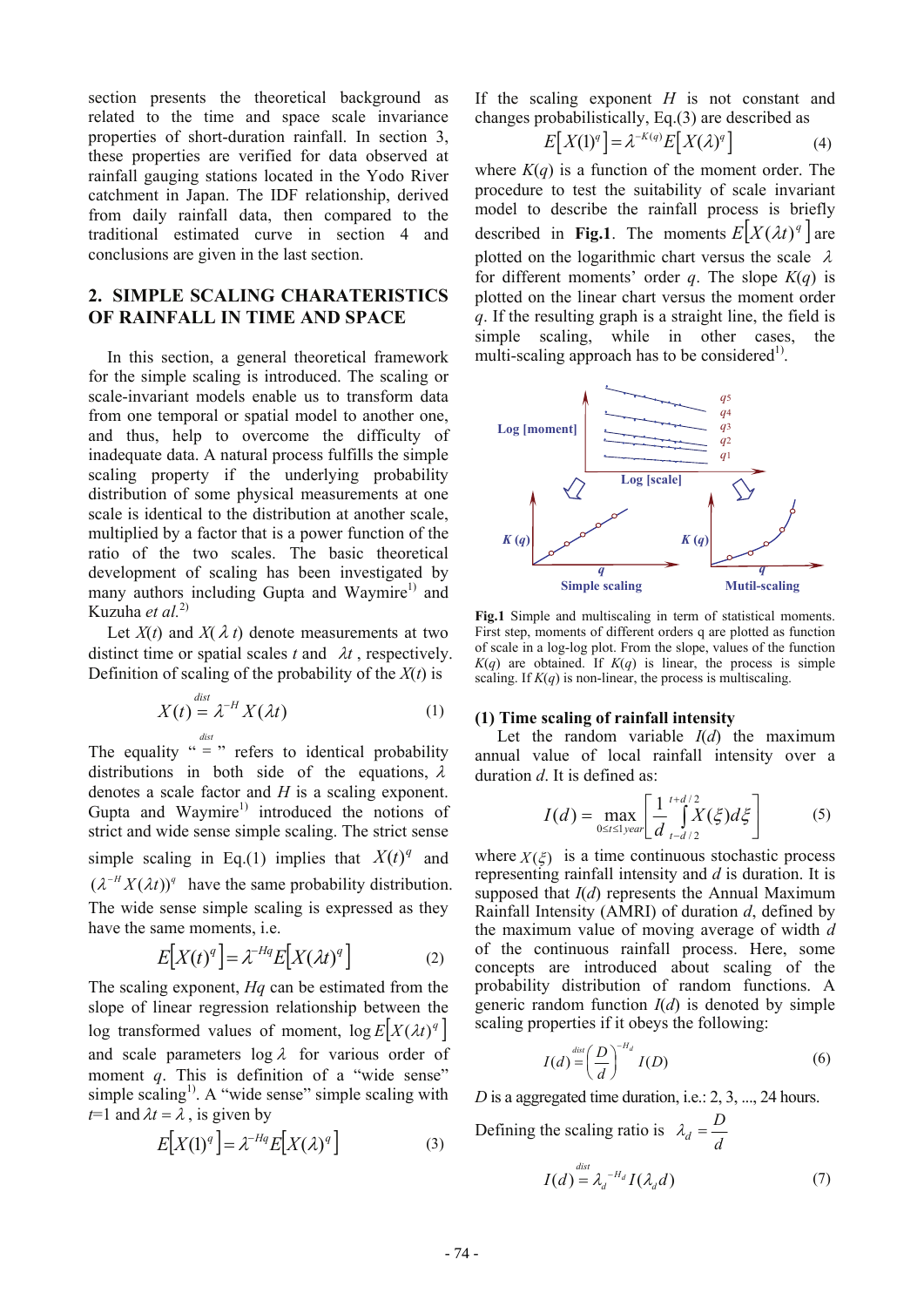section presents the theoretical background as related to the time and space scale invariance properties of short-duration rainfall. In section 3, these properties are verified for data observed at rainfall gauging stations located in the Yodo River catchment in Japan. The IDF relationship, derived from daily rainfall data, then compared to the traditional estimated curve in section 4 and conclusions are given in the last section.

## 2. SIMPLE SCALING CHARATERISTICS OF RAINFALL IN TIME AND SPACE

In this section, a general theoretical framework for the simple scaling is introduced. The scaling or scale-invariant models enable us to transform data from one temporal or spatial model to another one, and thus, help to overcome the difficulty of inadequate data. A natural process fulfills the simple scaling property if the underlying probability distribution of some physical measurements at one scale is identical to the distribution at another scale, multiplied by a factor that is a power function of the ratio of the two scales. The basic theoretical development of scaling has been investigated by many authors including Gupta and Waymire[1] and Kuzuha *et al.*[2]

Let $X(t)$ and $X(\lambda t)$ denote measurements at two distinct time or spatial scales $t$ and $\lambda t$, respectively. Definition of scaling of the probability of the $X(t)$ is

$$X(t) \overset{dist}{=} \lambda^{-H} X(\lambda t) \tag{1}$$

The equality " $\overset{dist}{=}$ " refers to identical probability distributions in both side of the equations, $\lambda$ denotes a scale factor and $H$ is a scaling exponent. Gupta and Waymire[1] introduced the notions of strict and wide sense simple scaling. The strict sense simple scaling in Eq.(1) implies that $X(t)^q$ and $(\lambda^{-H} X(\lambda t))^q$ have the same probability distribution. The wide sense simple scaling is expressed as they have the same moments, i.e.

$$E\left[X(t)^q\right] = \lambda^{-Hq} E\left[X(\lambda t)^q\right] \tag{2}$$

The scaling exponent, $Hq$ can be estimated from the slope of linear regression relationship between the log transformed values of moment, $\log E\left[X(\lambda t)^q\right]$ and scale parameters $\log \lambda$ for various order of moment $q$. This is definition of a "wide sense" simple scaling[1]. A "wide sense" simple scaling with $t$=1 and $\lambda t = \lambda$, is given by

$$E\left[X(1)^q\right] = \lambda^{-Hq} E\left[X(\lambda)^q\right] \tag{3}$$

If the scaling exponent $H$ is not constant and changes probabilistically, Eq.(3) are described as

$$E\left[X(1)^q\right] = \lambda^{-K(q)} E\left[X(\lambda)^q\right] \tag{4}$$

where $K(q)$ is a function of the moment order. The procedure to test the suitability of scale invariant model to describe the rainfall process is briefly described in **Fig.1**. The moments $E\left[X(\lambda t)^q\right]$ are plotted on the logarithmic chart versus the scale $\lambda$ for different moments' order $q$. The slope $K(q)$ is plotted on the linear chart versus the moment order $q$. If the resulting graph is a straight line, the field is simple scaling, while in other cases, the multi-scaling approach has to be considered[1].

**Fig.1** Simple and multiscaling in term of statistical moments. First step, moments of different orders q are plotted as function of scale in a log-log plot. From the slope, values of the function $K(q)$ are obtained. If $K(q)$ is linear, the process is simple scaling. If $K(q)$ is non-linear, the process is multiscaling.

### (1) Time scaling of rainfall intensity

Let the random variable $I(d)$ the maximum annual value of local rainfall intensity over a duration $d$. It is defined as:

$$I(d) = \max_{0 \le t \le 1\,year}\left[\frac{1}{d}\int_{t-d/2}^{t+d/2} X(\xi)\,d\xi\right] \tag{5}$$

where $X(\xi)$ is a time continuous stochastic process representing rainfall intensity and $d$ is duration. It is supposed that $I(d)$ represents the Annual Maximum Rainfall Intensity (AMRI) of duration $d$, defined by the maximum value of moving average of width $d$ of the continuous rainfall process. Here, some concepts are introduced about scaling of the probability distribution of random functions. A generic random function $I(d)$ is denoted by simple scaling properties if it obeys the following:

$$I(d) \overset{dist}{=} \left(\frac{D}{d}\right)^{-H_d} I(D) \tag{6}$$

$D$ is a aggregated time duration, i.e.: 2, 3, ..., 24 hours.

Defining the scaling ratio is $\lambda_d = \dfrac{D}{d}$

$$I(d) \overset{dist}{=} \lambda_d^{-H_d} I(\lambda_d d) \tag{7}$$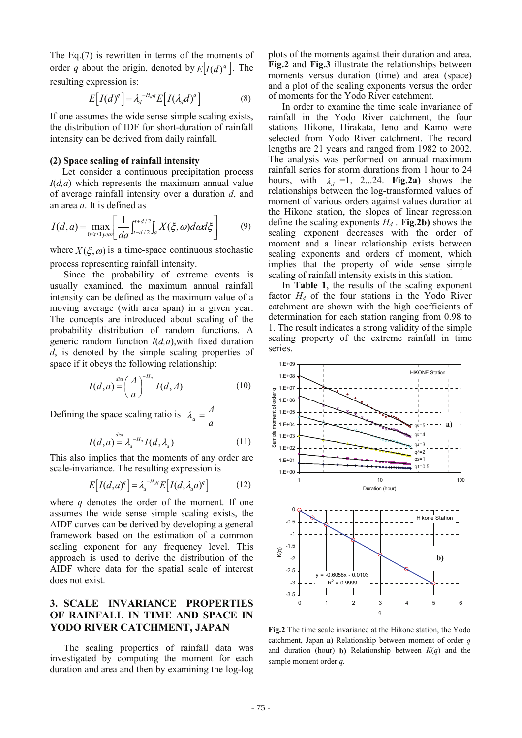The Eq.(7) is rewritten in terms of the moments of order $q$ about the origin, denoted by $E\left[I(d)^q\right]$. The resulting expression is:

$$E\left[I(d)^q\right] = \lambda_d^{-H_d q} E\left[I(\lambda_d d)^q\right] \qquad (8)$$

If one assumes the wide sense simple scaling exists, the distribution of IDF for short-duration of rainfall intensity can be derived from daily rainfall.

**(2) Space scaling of rainfall intensity**

Let consider a continuous precipitation process $I(d,a)$ which represents the maximum annual value of average rainfall intensity over a duration $d$, and an area $a$. It is defined as

$$I(d,a) = \max_{0 \le t \le 1 year}\left[\frac{1}{da}\int_{t-d/2}^{t+d/2}\int_a X(\xi,\omega)d\omega d\xi\right] \qquad (9)$$

where $X(\xi,\omega)$ is a time-space continuous stochastic process representing rainfall intensity.

Since the probability of extreme events is usually examined, the maximum annual rainfall intensity can be defined as the maximum value of a moving average (with area span) in a given year. The concepts are introduced about scaling of the probability distribution of random functions. A generic random function $I(d,a)$, with fixed duration $d$, is denoted by the simple scaling properties of space if it obeys the following relationship:

$$I(d,a) \overset{dist}{=} \left(\frac{A}{a}\right)^{-H_a} I(d,A) \qquad (10)$$

Defining the space scaling ratio is $\lambda_a = \dfrac{A}{a}$

$$I(d,a) \overset{dist}{=} \lambda_a^{-H_a} I(d,\lambda_a) \qquad (11)$$

This also implies that the moments of any order are scale-invariance. The resulting expression is

$$E\left[I(d,a)^q\right] = \lambda_a^{-H_a q} E\left[I(d,\lambda_a a)^q\right] \qquad (12)$$

where $q$ denotes the order of the moment. If one assumes the wide sense simple scaling exists, the AIDF curves can be derived by developing a general framework based on the estimation of a common scaling exponent for any frequency level. This approach is used to derive the distribution of the AIDF where data for the spatial scale of interest does not exist.

## 3. SCALE INVARIANCE PROPERTIES OF RAINFALL IN TIME AND SPACE IN YODO RIVER CATCHMENT, JAPAN

The scaling properties of rainfall data was investigated by computing the moment for each duration and area and then by examining the log-log plots of the moments against their duration and area. **Fig.2** and **Fig.3** illustrate the relationships between moments versus duration (time) and area (space) and a plot of the scaling exponents versus the order of moments for the Yodo River catchment.

In order to examine the time scale invariance of rainfall in the Yodo River catchment, the four stations Hikone, Hirakata, Ieno and Kamo were selected from Yodo River catchment. The record lengths are 21 years and ranged from 1982 to 2002. The analysis was performed on annual maximum rainfall series for storm durations from 1 hour to 24 hours, with $\lambda_d$ =1, 2...24. **Fig.2a)** shows the relationships between the log-transformed values of moment of various orders against values duration at the Hikone station, the slopes of linear regression define the scaling exponents $H_d$ . **Fig.2b)** shows the scaling exponent decreases with the order of moment and a linear relationship exists between scaling exponents and orders of moment, which implies that the property of wide sense simple scaling of rainfall intensity exists in this station.

In **Table 1**, the results of the scaling exponent factor $H_d$ of the four stations in the Yodo River catchment are shown with the high coefficients of determination for each station ranging from 0.98 to 1. The result indicates a strong validity of the simple scaling property of the extreme rainfall in time series.

**Fig.2** The time scale invariance at the Hikone station, the Yodo catchment, Japan **a)** Relationship between moment of order $q$ and duration (hour) **b)** Relationship between $K(q)$ and the sample moment order $q$.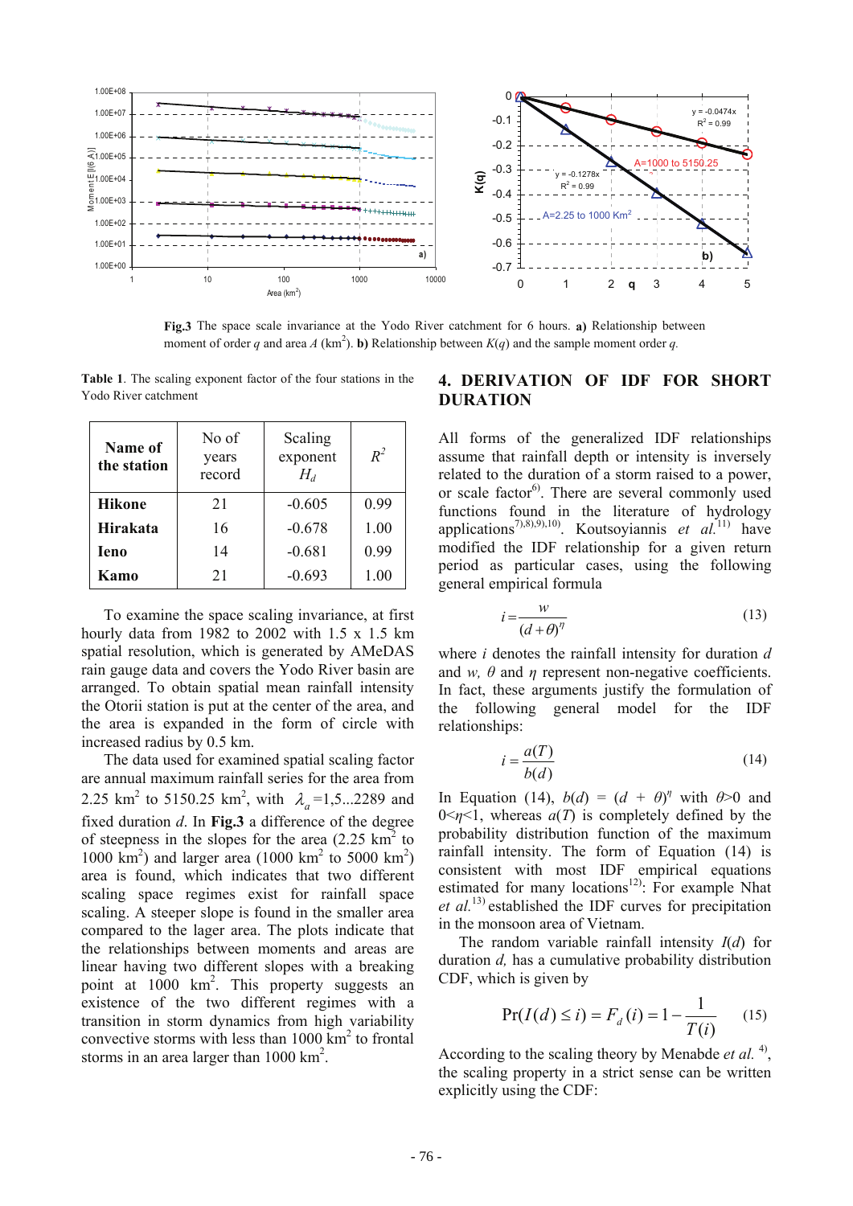**Fig.3** The space scale invariance at the Yodo River catchment for 6 hours. **a)** Relationship between moment of order $q$ and area $A$ ($km^2$). **b)** Relationship between $K(q)$ and the sample moment order $q$.

**Table 1**. The scaling exponent factor of the four stations in the Yodo River catchment

| Name of the station | No of years record | Scaling exponent $H_d$ | $R^2$ |
|---|---|---|---|
| **Hikone** | 21 | -0.605 | 0.99 |
| **Hirakata** | 16 | -0.678 | 1.00 |
| **Ieno** | 14 | -0.681 | 0.99 |
| **Kamo** | 21 | -0.693 | 1.00 |

To examine the space scaling invariance, at first hourly data from 1982 to 2002 with 1.5 x 1.5 km spatial resolution, which is generated by AMeDAS rain gauge data and covers the Yodo River basin are arranged. To obtain spatial mean rainfall intensity the Otorii station is put at the center of the area, and the area is expanded in the form of circle with increased radius by 0.5 km.

The data used for examined spatial scaling factor are annual maximum rainfall series for the area from 2.25 $km^2$ to 5150.25 $km^2$, with $\lambda_a$ =1,5...2289 and fixed duration $d$. In **Fig.3** a difference of the degree of steepness in the slopes for the area (2.25 $km^2$ to 1000 $km^2$) and larger area (1000 $km^2$ to 5000 $km^2$) area is found, which indicates that two different scaling space regimes exist for rainfall space scaling. A steeper slope is found in the smaller area compared to the lager area. The plots indicate that the relationships between moments and areas are linear having two different slopes with a breaking point at 1000 $km^2$. This property suggests an existence of the two different regimes with a transition in storm dynamics from high variability convective storms with less than 1000 $km^2$ to frontal storms in an area larger than 1000 $km^2$.

## 4. DERIVATION OF IDF FOR SHORT DURATION

All forms of the generalized IDF relationships assume that rainfall depth or intensity is inversely related to the duration of a storm raised to a power, or scale factor[6]. There are several commonly used functions found in the literature of hydrology applications[7),8),9),10]. Koutsoyiannis *et al.*[11] have modified the IDF relationship for a given return period as particular cases, using the following general empirical formula

$$i = \frac{w}{(d+\theta)^{\eta}} \tag{13}$$

where $i$ denotes the rainfall intensity for duration $d$ and $w$, $\theta$ and $\eta$ represent non-negative coefficients. In fact, these arguments justify the formulation of the following general model for the IDF relationships:

$$i = \frac{a(T)}{b(d)} \tag{14}$$

In Equation (14), $b(d)$ = $(d + \theta)^{\eta}$ with $\theta$>0 and 0<$\eta$<1, whereas $a(T)$ is completely defined by the probability distribution function of the maximum rainfall intensity. The form of Equation (14) is consistent with most IDF empirical equations estimated for many locations[12]: For example Nhat *et al.*[13] established the IDF curves for precipitation in the monsoon area of Vietnam.

The random variable rainfall intensity $I(d)$ for duration $d$, has a cumulative probability distribution CDF, which is given by

$$\Pr(I(d) \le i) = F_d(i) = 1 - \frac{1}{T(i)} \tag{15}$$

According to the scaling theory by Menabde *et al.*[4], the scaling property in a strict sense can be written explicitly using the CDF: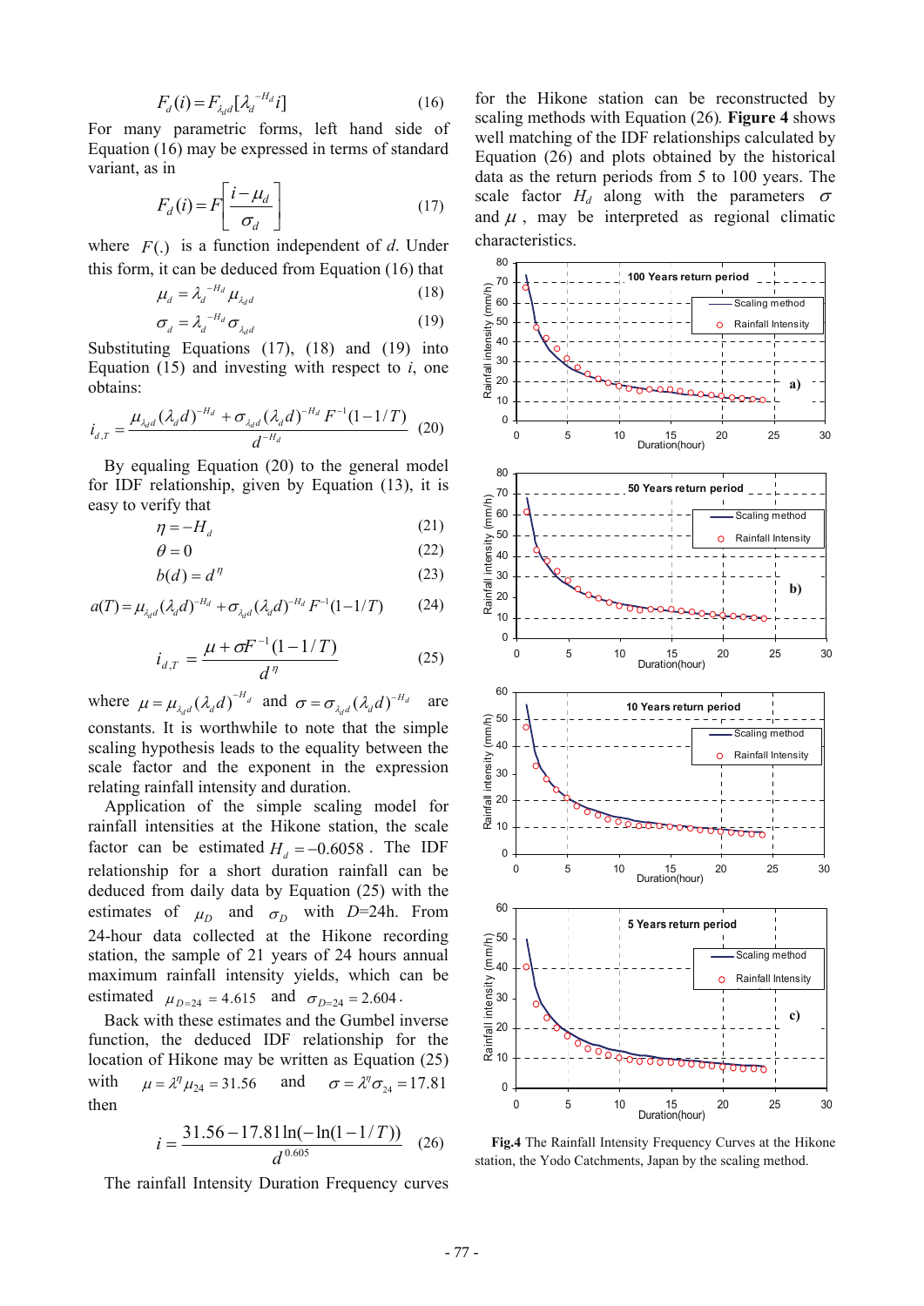$$F_d(i) = F_{\lambda_d d}[\lambda_d^{-H_d} i] \qquad (16)$$

For many parametric forms, left hand side of Equation (16) may be expressed in terms of standard variant, as in

$$F_d(i) = F\left[\frac{i - \mu_d}{\sigma_d}\right] \qquad (17)$$

where $F(.)$ is a function independent of $d$. Under this form, it can be deduced from Equation (16) that

$$\mu_d = \lambda_d^{-H_d} \mu_{\lambda_d d} \qquad (18)$$

$$\sigma_d = \lambda_d^{-H_d} \sigma_{\lambda_d d} \qquad (19)$$

Substituting Equations (17), (18) and (19) into Equation (15) and investing with respect to $i$, one obtains:

$$i_{d,T} = \frac{\mu_{\lambda_d d}(\lambda_d d)^{-H_d} + \sigma_{\lambda_d d}(\lambda_d d)^{-H_d} F^{-1}(1-1/T)}{d^{-H_d}} \qquad (20)$$

By equaling Equation (20) to the general model for IDF relationship, given by Equation (13), it is easy to verify that

$$\eta = -H_d \qquad (21)$$

$$\theta = 0 \qquad (22)$$

$$b(d) = d^{\eta} \qquad (23)$$

$$a(T) = \mu_{\lambda_d d}(\lambda_d d)^{-H_d} + \sigma_{\lambda_d d}(\lambda_d d)^{-H_d} F^{-1}(1-1/T) \qquad (24)$$

$$i_{d,T} = \frac{\mu + \sigma F^{-1}(1-1/T)}{d^{\eta}} \qquad (25)$$

where $\mu = \mu_{\lambda_d d}(\lambda_d d)^{-H_d}$ and $\sigma = \sigma_{\lambda_d d}(\lambda_d d)^{-H_d}$ are constants. It is worthwhile to note that the simple scaling hypothesis leads to the equality between the scale factor and the exponent in the expression relating rainfall intensity and duration.

Application of the simple scaling model for rainfall intensities at the Hikone station, the scale factor can be estimated $H_d = -0.6058$. The IDF relationship for a short duration rainfall can be deduced from daily data by Equation (25) with the estimates of $\mu_D$ and $\sigma_D$ with $D$=24h. From 24-hour data collected at the Hikone recording station, the sample of 21 years of 24 hours annual maximum rainfall intensity yields, which can be estimated $\mu_{D=24} = 4.615$ and $\sigma_{D=24} = 2.604$.

Back with these estimates and the Gumbel inverse function, the deduced IDF relationship for the location of Hikone may be written as Equation (25) with $\mu = \lambda^{\eta}\mu_{24} = 31.56$ and $\sigma = \lambda^{\eta}\sigma_{24} = 17.81$ then

$$i = \frac{31.56 - 17.81\ln(-\ln(1-1/T))}{d^{0.605}} \qquad (26)$$

The rainfall Intensity Duration Frequency curves for the Hikone station can be reconstructed by scaling methods with Equation (26). **Figure 4** shows well matching of the IDF relationships calculated by Equation (26) and plots obtained by the historical data as the return periods from 5 to 100 years. The scale factor $H_d$ along with the parameters $\sigma$ and $\mu$, may be interpreted as regional climatic characteristics.

**Fig.4** The Rainfall Intensity Frequency Curves at the Hikone station, the Yodo Catchments, Japan by the scaling method.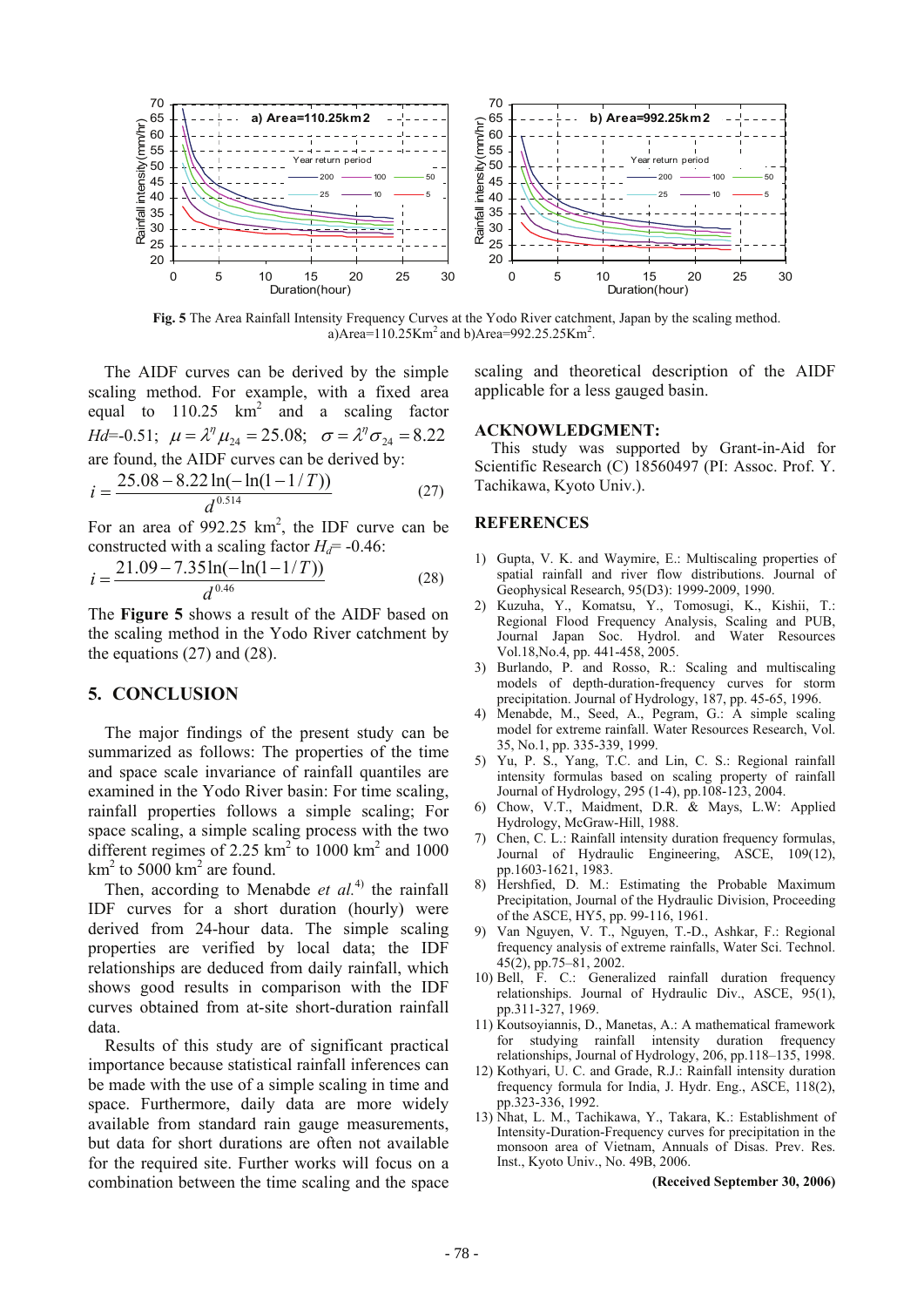a) Area=110.25km2

Rainfall intensity (mm/hr)

70
65
60
55
50
45
40
35
30
25
20

0 5 10 15 20 25 30

Duration(hour)

Year return period

200 100 50
25 10 5

b) Area=992.25km2

Rainfall intensity (mm/hr)

70
65
60
55
50
45
40
35
30
25
20

0 5 10 15 20 25 30

Duration(hour)

Year return period

200 100 50
25 10 5

**Fig. 5** The Area Rainfall Intensity Frequency Curves at the Yodo River catchment, Japan by the scaling method. a)Area=110.25Km$^2$ and b)Area=992.25.25Km$^2$.

The AIDF curves can be derived by the simple scaling method. For example, with a fixed area equal to 110.25 km$^2$ and a scaling factor $Hd$=-0.51; $\mu = \lambda^{\eta}\mu_{24} = 25.08$; $\sigma = \lambda^{\eta}\sigma_{24} = 8.22$ are found, the AIDF curves can be derived by:

$$i = \frac{25.08 - 8.22\ln(-\ln(1-1/T))}{d^{0.514}} \tag{27}$$

For an area of 992.25 km$^2$, the IDF curve can be constructed with a scaling factor $H_d$= -0.46:

$$i = \frac{21.09 - 7.35\ln(-\ln(1-1/T))}{d^{0.46}} \tag{28}$$

The **Figure 5** shows a result of the AIDF based on the scaling method in the Yodo River catchment by the equations (27) and (28).

## 5. CONCLUSION

The major findings of the present study can be summarized as follows: The properties of the time and space scale invariance of rainfall quantiles are examined in the Yodo River basin: For time scaling, rainfall properties follows a simple scaling; For space scaling, a simple scaling process with the two different regimes of 2.25 km$^2$ to 1000 km$^2$ and 1000 km$^2$ to 5000 km$^2$ are found.

Then, according to Menabde *et al.*[4] the rainfall IDF curves for a short duration (hourly) were derived from 24-hour data. The simple scaling properties are verified by local data; the IDF relationships are deduced from daily rainfall, which shows good results in comparison with the IDF curves obtained from at-site short-duration rainfall data.

Results of this study are of significant practical importance because statistical rainfall inferences can be made with the use of a simple scaling in time and space. Furthermore, daily data are more widely available from standard rain gauge measurements, but data for short durations are often not available for the required site. Further works will focus on a combination between the time scaling and the space scaling and theoretical description of the AIDF applicable for a less gauged basin.

## ACKNOWLEDGMENT:

This study was supported by Grant-in-Aid for Scientific Research (C) 18560497 (PI: Assoc. Prof. Y. Tachikawa, Kyoto Univ.).

## REFERENCES

1) Gupta, V. K. and Waymire, E.: Multiscaling properties of spatial rainfall and river flow distributions. Journal of Geophysical Research, 95(D3): 1999-2009, 1990.
2) Kuzuha, Y., Komatsu, Y., Tomosugi, K., Kishii, T.: Regional Flood Frequency Analysis, Scaling and PUB, Journal Japan Soc. Hydrol. and Water Resources Vol.18,No.4, pp. 441-458, 2005.
3) Burlando, P. and Rosso, R.: Scaling and multiscaling models of depth-duration-frequency curves for storm precipitation. Journal of Hydrology, 187, pp. 45-65, 1996.
4) Menabde, M., Seed, A., Pegram, G.: A simple scaling model for extreme rainfall. Water Resources Research, Vol. 35, No.1, pp. 335-339, 1999.
5) Yu, P. S., Yang, T.C. and Lin, C. S.: Regional rainfall intensity formulas based on scaling property of rainfall Journal of Hydrology, 295 (1-4), pp.108-123, 2004.
6) Chow, V.T., Maidment, D.R. & Mays, L.W: Applied Hydrology, McGraw-Hill, 1988.
7) Chen, C. L.: Rainfall intensity duration frequency formulas, Journal of Hydraulic Engineering, ASCE, 109(12), pp.1603-1621, 1983.
8) Hershfied, D. M.: Estimating the Probable Maximum Precipitation, Journal of the Hydraulic Division, Proceeding of the ASCE, HY5, pp. 99-116, 1961.
9) Van Nguyen, V. T., Nguyen, T.-D., Ashkar, F.: Regional frequency analysis of extreme rainfalls, Water Sci. Technol. 45(2), pp.75–81, 2002.
10) Bell, F. C.: Generalized rainfall duration frequency relationships. Journal of Hydraulic Div., ASCE, 95(1), pp.311-327, 1969.
11) Koutsoyiannis, D., Manetas, A.: A mathematical framework for studying rainfall intensity duration frequency relationships, Journal of Hydrology, 206, pp.118–135, 1998.
12) Kothyari, U. C. and Grade, R.J.: Rainfall intensity duration frequency formula for India, J. Hydr. Eng., ASCE, 118(2), pp.323-336, 1992.
13) Nhat, L. M., Tachikawa, Y., Takara, K.: Establishment of Intensity-Duration-Frequency curves for precipitation in the monsoon area of Vietnam, Annuals of Disas. Prev. Res. Inst., Kyoto Univ., No. 49B, 2006.

**(Received September 30, 2006)**